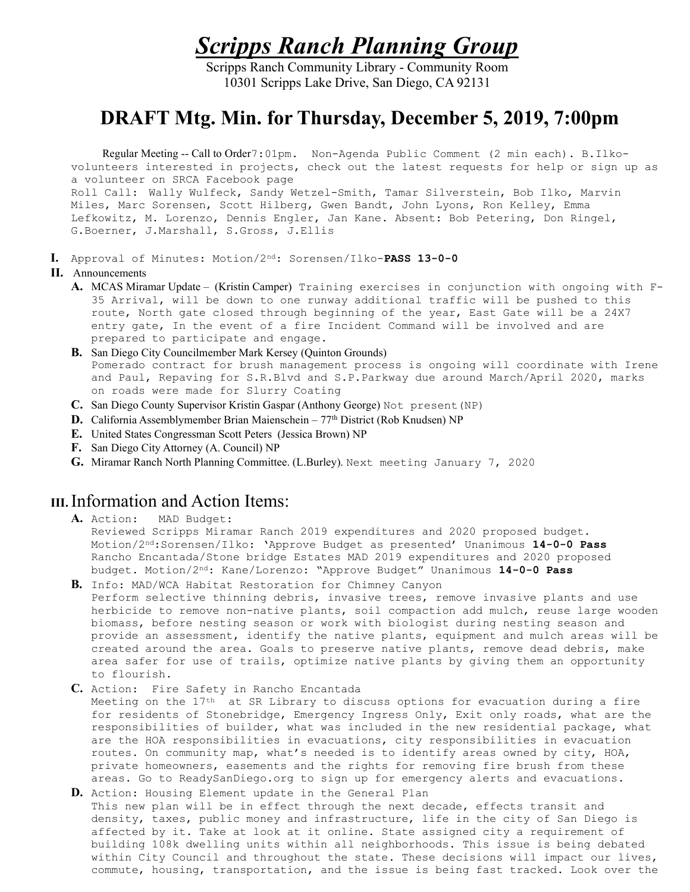# *Scripps Ranch Planning Group*

Scripps Ranch Community Library - Community Room
10301 Scripps Lake Drive, San Diego, CA 92131

## DRAFT Mtg. Min. for Thursday, December 5, 2019, 7:00pm

Regular Meeting -- Call to Order 7:01pm. Non-Agenda Public Comment (2 min each). B.Ilko- volunteers interested in projects, check out the latest requests for help or sign up as a volunteer on SRCA Facebook page

Roll Call: Wally Wulfeck, Sandy Wetzel-Smith, Tamar Silverstein, Bob Ilko, Marvin Miles, Marc Sorensen, Scott Hilberg, Gwen Bandt, John Lyons, Ron Kelley, Emma Lefkowitz, M. Lorenzo, Dennis Engler, Jan Kane. Absent: Bob Petering, Don Ringel, G.Boerner, J.Marshall, S.Gross, J.Ellis

**I.** Approval of Minutes: Motion/2nd: Sorensen/Ilko-**PASS 13-0-0**

**II.** Announcements

**A.** MCAS Miramar Update – (Kristin Camper) Training exercises in conjunction with ongoing with F-35 Arrival, will be down to one runway additional traffic will be pushed to this route, North gate closed through beginning of the year, East Gate will be a 24X7 entry gate, In the event of a fire Incident Command will be involved and are prepared to participate and engage.

**B.** San Diego City Councilmember Mark Kersey (Quinton Grounds) Pomerado contract for brush management process is ongoing will coordinate with Irene and Paul, Repaving for S.R.Blvd and S.P.Parkway due around March/April 2020, marks on roads were made for Slurry Coating

**C.** San Diego County Supervisor Kristin Gaspar (Anthony George) Not present(NP)

**D.** California Assemblymember Brian Maienschein – 77th District (Rob Knudsen) NP

**E.** United States Congressman Scott Peters (Jessica Brown) NP

**F.** San Diego City Attorney (A. Council) NP

**G.** Miramar Ranch North Planning Committee. (L.Burley). Next meeting January 7, 2020

## III. Information and Action Items:

**A.** Action: MAD Budget:
Reviewed Scripps Miramar Ranch 2019 expenditures and 2020 proposed budget. Motion/2nd:Sorensen/Ilko: 'Approve Budget as presented' Unanimous **14-0-0 Pass**
Rancho Encantada/Stone bridge Estates MAD 2019 expenditures and 2020 proposed budget. Motion/2nd: Kane/Lorenzo: "Approve Budget" Unanimous **14-0-0 Pass**

**B.** Info: MAD/WCA Habitat Restoration for Chimney Canyon
Perform selective thinning debris, invasive trees, remove invasive plants and use herbicide to remove non-native plants, soil compaction add mulch, reuse large wooden biomass, before nesting season or work with biologist during nesting season and provide an assessment, identify the native plants, equipment and mulch areas will be created around the area. Goals to preserve native plants, remove dead debris, make area safer for use of trails, optimize native plants by giving them an opportunity to flourish.

**C.** Action: Fire Safety in Rancho Encantada
Meeting on the 17th at SR Library to discuss options for evacuation during a fire for residents of Stonebridge, Emergency Ingress Only, Exit only roads, what are the responsibilities of builder, what was included in the new residential package, what are the HOA responsibilities in evacuations, city responsibilities in evacuation routes. On community map, what's needed is to identify areas owned by city, HOA, private homeowners, easements and the rights for removing fire brush from these areas. Go to ReadySanDiego.org to sign up for emergency alerts and evacuations.

**D.** Action: Housing Element update in the General Plan
This new plan will be in effect through the next decade, effects transit and density, taxes, public money and infrastructure, life in the city of San Diego is affected by it. Take at look at it online. State assigned city a requirement of building 108k dwelling units within all neighborhoods. This issue is being debated within City Council and throughout the state. These decisions will impact our lives, commute, housing, transportation, and the issue is being fast tracked. Look over the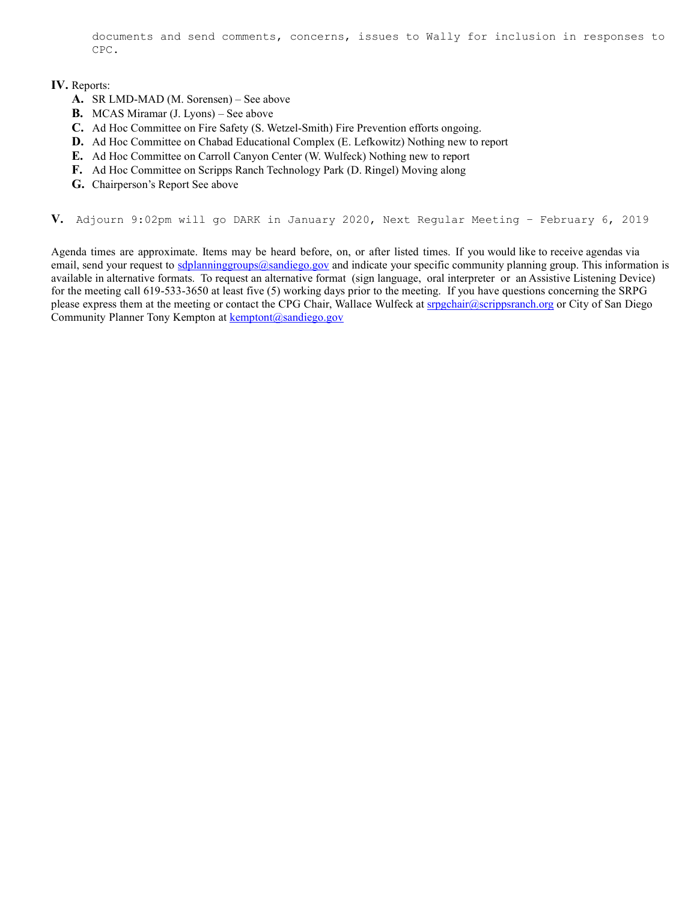documents and send comments, concerns, issues to Wally for inclusion in responses to CPC.

**IV.** Reports:

**A.** SR LMD-MAD (M. Sorensen) – See above

**B.** MCAS Miramar (J. Lyons) – See above

**C.** Ad Hoc Committee on Fire Safety (S. Wetzel-Smith) Fire Prevention efforts ongoing.

**D.** Ad Hoc Committee on Chabad Educational Complex (E. Lefkowitz) Nothing new to report

**E.** Ad Hoc Committee on Carroll Canyon Center (W. Wulfeck) Nothing new to report

**F.** Ad Hoc Committee on Scripps Ranch Technology Park (D. Ringel) Moving along

**G.** Chairperson's Report See above

**V.** Adjourn 9:02pm will go DARK in January 2020, Next Regular Meeting – February 6, 2019

Agenda times are approximate. Items may be heard before, on, or after listed times. If you would like to receive agendas via email, send your request to sdplanninggroups@sandiego.gov and indicate your specific community planning group. This information is available in alternative formats. To request an alternative format (sign language, oral interpreter or an Assistive Listening Device) for the meeting call 619-533-3650 at least five (5) working days prior to the meeting. If you have questions concerning the SRPG please express them at the meeting or contact the CPG Chair, Wallace Wulfeck at srpgchair@scrippsranch.org or City of San Diego Community Planner Tony Kempton at kemptont@sandiego.gov